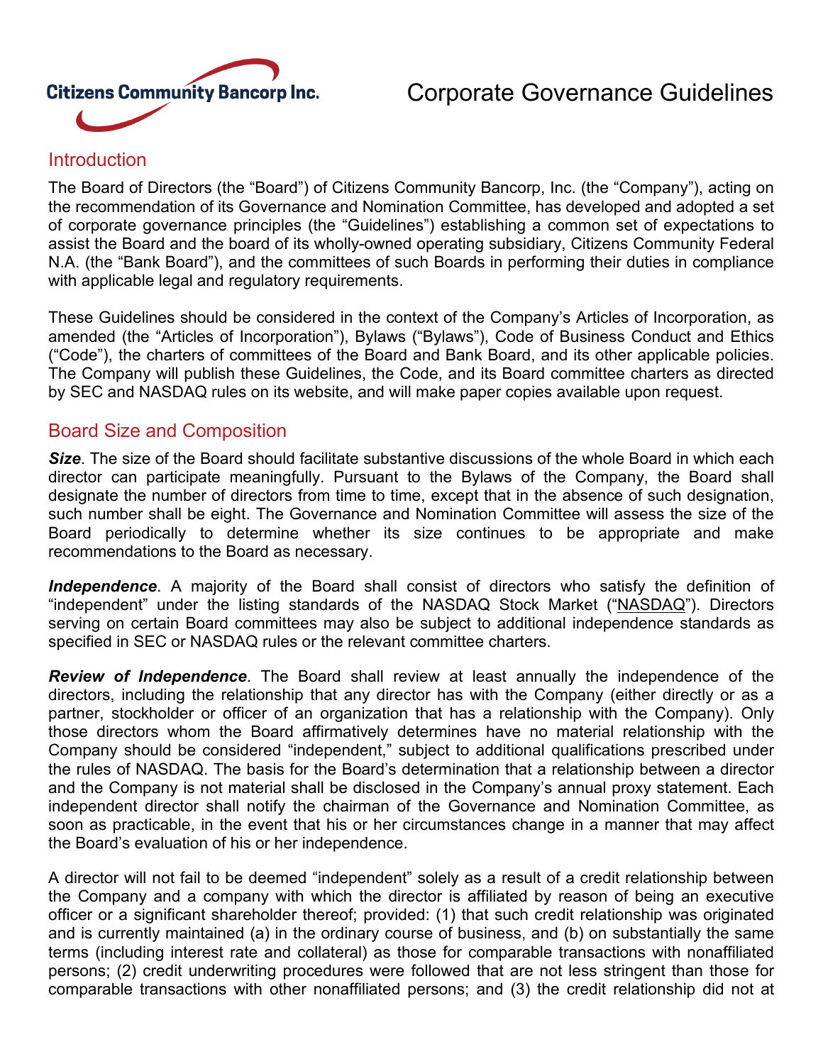Citizens Community Bancorp Inc.

# Corporate Governance Guidelines

## Introduction

The Board of Directors (the "Board") of Citizens Community Bancorp, Inc. (the "Company"), acting on the recommendation of its Governance and Nomination Committee, has developed and adopted a set of corporate governance principles (the "Guidelines") establishing a common set of expectations to assist the Board and the board of its wholly-owned operating subsidiary, Citizens Community Federal N.A. (the "Bank Board"), and the committees of such Boards in performing their duties in compliance with applicable legal and regulatory requirements.

These Guidelines should be considered in the context of the Company's Articles of Incorporation, as amended (the "Articles of Incorporation"), Bylaws ("Bylaws"), Code of Business Conduct and Ethics ("Code"), the charters of committees of the Board and Bank Board, and its other applicable policies. The Company will publish these Guidelines, the Code, and its Board committee charters as directed by SEC and NASDAQ rules on its website, and will make paper copies available upon request.

## Board Size and Composition

***Size***. The size of the Board should facilitate substantive discussions of the whole Board in which each director can participate meaningfully. Pursuant to the Bylaws of the Company, the Board shall designate the number of directors from time to time, except that in the absence of such designation, such number shall be eight. The Governance and Nomination Committee will assess the size of the Board periodically to determine whether its size continues to be appropriate and make recommendations to the Board as necessary.

***Independence***. A majority of the Board shall consist of directors who satisfy the definition of "independent" under the listing standards of the NASDAQ Stock Market ("NASDAQ"). Directors serving on certain Board committees may also be subject to additional independence standards as specified in SEC or NASDAQ rules or the relevant committee charters.

***Review of Independence***. The Board shall review at least annually the independence of the directors, including the relationship that any director has with the Company (either directly or as a partner, stockholder or officer of an organization that has a relationship with the Company). Only those directors whom the Board affirmatively determines have no material relationship with the Company should be considered "independent," subject to additional qualifications prescribed under the rules of NASDAQ. The basis for the Board's determination that a relationship between a director and the Company is not material shall be disclosed in the Company's annual proxy statement. Each independent director shall notify the chairman of the Governance and Nomination Committee, as soon as practicable, in the event that his or her circumstances change in a manner that may affect the Board's evaluation of his or her independence.

A director will not fail to be deemed "independent" solely as a result of a credit relationship between the Company and a company with which the director is affiliated by reason of being an executive officer or a significant shareholder thereof; provided: (1) that such credit relationship was originated and is currently maintained (a) in the ordinary course of business, and (b) on substantially the same terms (including interest rate and collateral) as those for comparable transactions with nonaffiliated persons; (2) credit underwriting procedures were followed that are not less stringent than those for comparable transactions with other nonaffiliated persons; and (3) the credit relationship did not at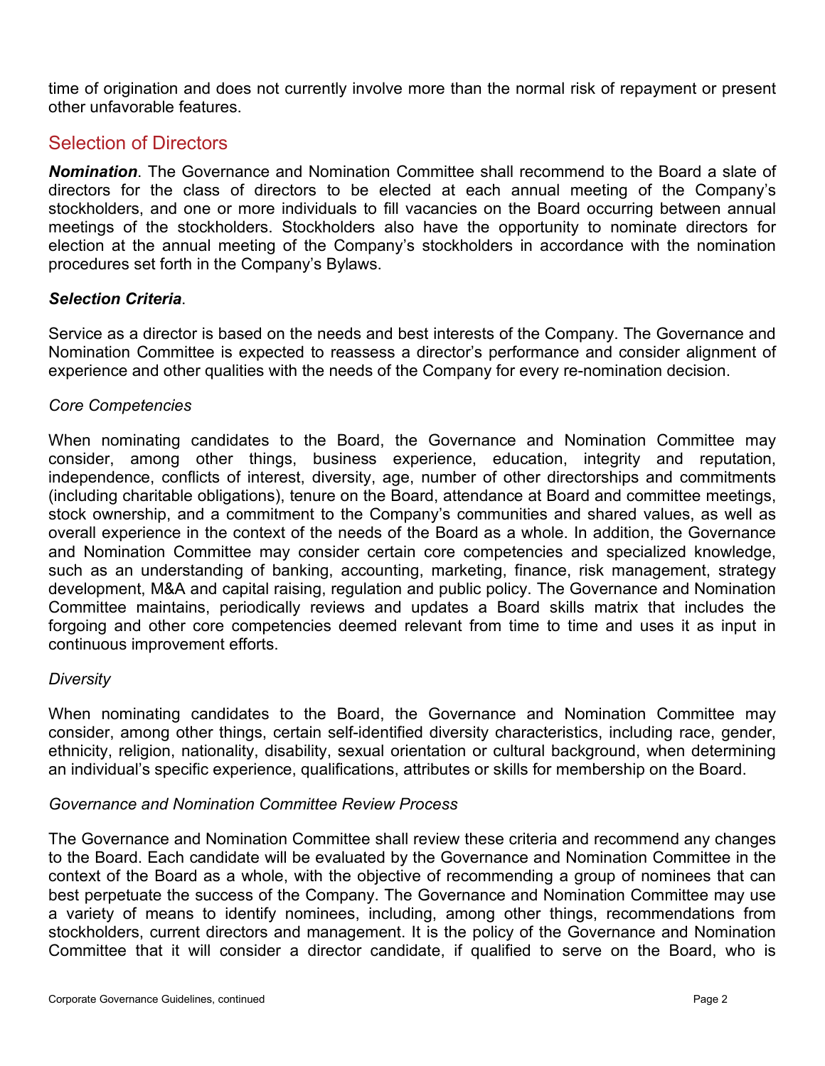time of origination and does not currently involve more than the normal risk of repayment or present other unfavorable features.

## Selection of Directors

***Nomination***. The Governance and Nomination Committee shall recommend to the Board a slate of directors for the class of directors to be elected at each annual meeting of the Company's stockholders, and one or more individuals to fill vacancies on the Board occurring between annual meetings of the stockholders. Stockholders also have the opportunity to nominate directors for election at the annual meeting of the Company's stockholders in accordance with the nomination procedures set forth in the Company's Bylaws.

***Selection Criteria***.

Service as a director is based on the needs and best interests of the Company. The Governance and Nomination Committee is expected to reassess a director's performance and consider alignment of experience and other qualities with the needs of the Company for every re-nomination decision.

*Core Competencies*

When nominating candidates to the Board, the Governance and Nomination Committee may consider, among other things, business experience, education, integrity and reputation, independence, conflicts of interest, diversity, age, number of other directorships and commitments (including charitable obligations), tenure on the Board, attendance at Board and committee meetings, stock ownership, and a commitment to the Company's communities and shared values, as well as overall experience in the context of the needs of the Board as a whole. In addition, the Governance and Nomination Committee may consider certain core competencies and specialized knowledge, such as an understanding of banking, accounting, marketing, finance, risk management, strategy development, M&A and capital raising, regulation and public policy. The Governance and Nomination Committee maintains, periodically reviews and updates a Board skills matrix that includes the forgoing and other core competencies deemed relevant from time to time and uses it as input in continuous improvement efforts.

*Diversity*

When nominating candidates to the Board, the Governance and Nomination Committee may consider, among other things, certain self-identified diversity characteristics, including race, gender, ethnicity, religion, nationality, disability, sexual orientation or cultural background, when determining an individual's specific experience, qualifications, attributes or skills for membership on the Board.

*Governance and Nomination Committee Review Process*

The Governance and Nomination Committee shall review these criteria and recommend any changes to the Board. Each candidate will be evaluated by the Governance and Nomination Committee in the context of the Board as a whole, with the objective of recommending a group of nominees that can best perpetuate the success of the Company. The Governance and Nomination Committee may use a variety of means to identify nominees, including, among other things, recommendations from stockholders, current directors and management. It is the policy of the Governance and Nomination Committee that it will consider a director candidate, if qualified to serve on the Board, who is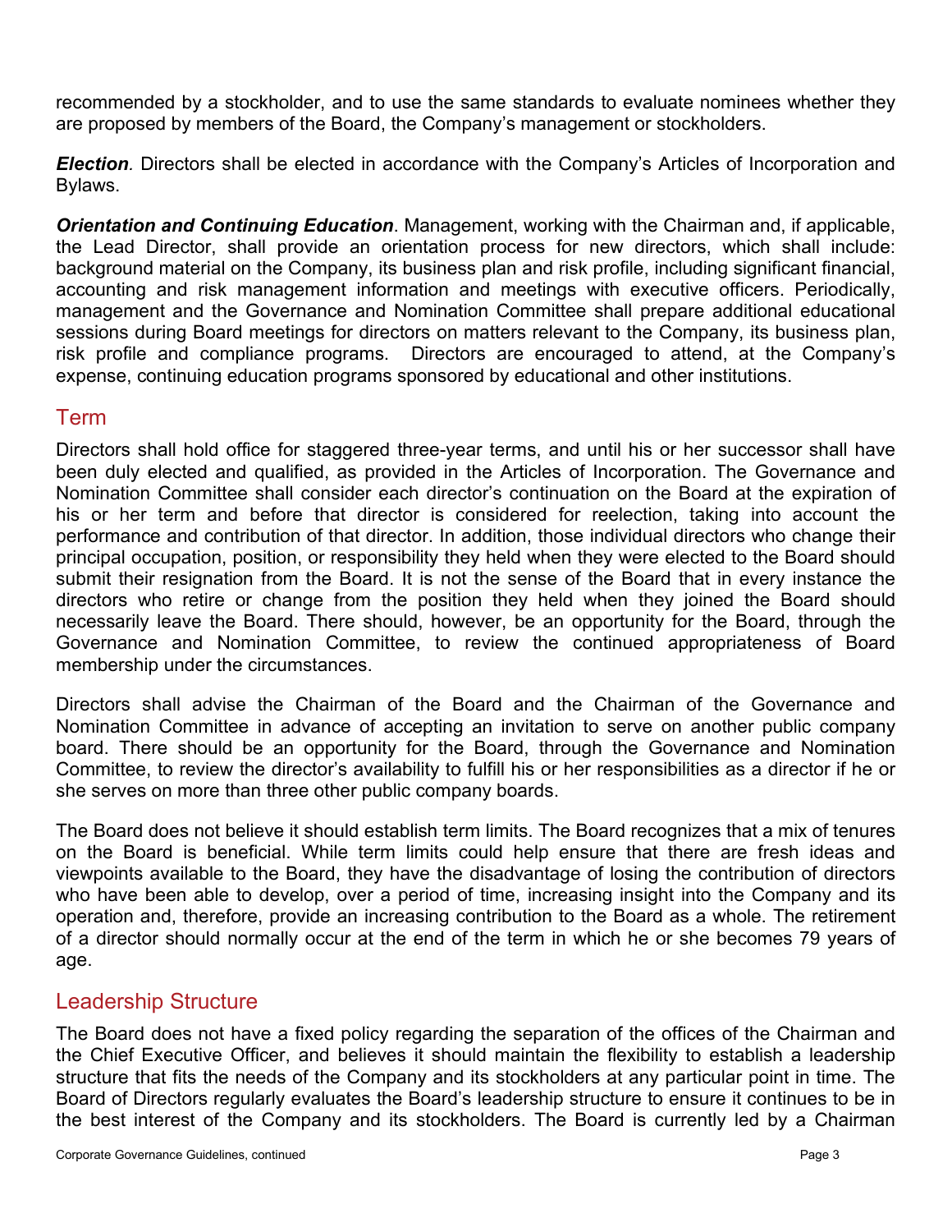recommended by a stockholder, and to use the same standards to evaluate nominees whether they are proposed by members of the Board, the Company's management or stockholders.

***Election***. Directors shall be elected in accordance with the Company's Articles of Incorporation and Bylaws.

***Orientation and Continuing Education***. Management, working with the Chairman and, if applicable, the Lead Director, shall provide an orientation process for new directors, which shall include: background material on the Company, its business plan and risk profile, including significant financial, accounting and risk management information and meetings with executive officers. Periodically, management and the Governance and Nomination Committee shall prepare additional educational sessions during Board meetings for directors on matters relevant to the Company, its business plan, risk profile and compliance programs. Directors are encouraged to attend, at the Company's expense, continuing education programs sponsored by educational and other institutions.

## Term

Directors shall hold office for staggered three-year terms, and until his or her successor shall have been duly elected and qualified, as provided in the Articles of Incorporation. The Governance and Nomination Committee shall consider each director's continuation on the Board at the expiration of his or her term and before that director is considered for reelection, taking into account the performance and contribution of that director. In addition, those individual directors who change their principal occupation, position, or responsibility they held when they were elected to the Board should submit their resignation from the Board. It is not the sense of the Board that in every instance the directors who retire or change from the position they held when they joined the Board should necessarily leave the Board. There should, however, be an opportunity for the Board, through the Governance and Nomination Committee, to review the continued appropriateness of Board membership under the circumstances.

Directors shall advise the Chairman of the Board and the Chairman of the Governance and Nomination Committee in advance of accepting an invitation to serve on another public company board. There should be an opportunity for the Board, through the Governance and Nomination Committee, to review the director's availability to fulfill his or her responsibilities as a director if he or she serves on more than three other public company boards.

The Board does not believe it should establish term limits. The Board recognizes that a mix of tenures on the Board is beneficial. While term limits could help ensure that there are fresh ideas and viewpoints available to the Board, they have the disadvantage of losing the contribution of directors who have been able to develop, over a period of time, increasing insight into the Company and its operation and, therefore, provide an increasing contribution to the Board as a whole. The retirement of a director should normally occur at the end of the term in which he or she becomes 79 years of age.

## Leadership Structure

The Board does not have a fixed policy regarding the separation of the offices of the Chairman and the Chief Executive Officer, and believes it should maintain the flexibility to establish a leadership structure that fits the needs of the Company and its stockholders at any particular point in time. The Board of Directors regularly evaluates the Board's leadership structure to ensure it continues to be in the best interest of the Company and its stockholders. The Board is currently led by a Chairman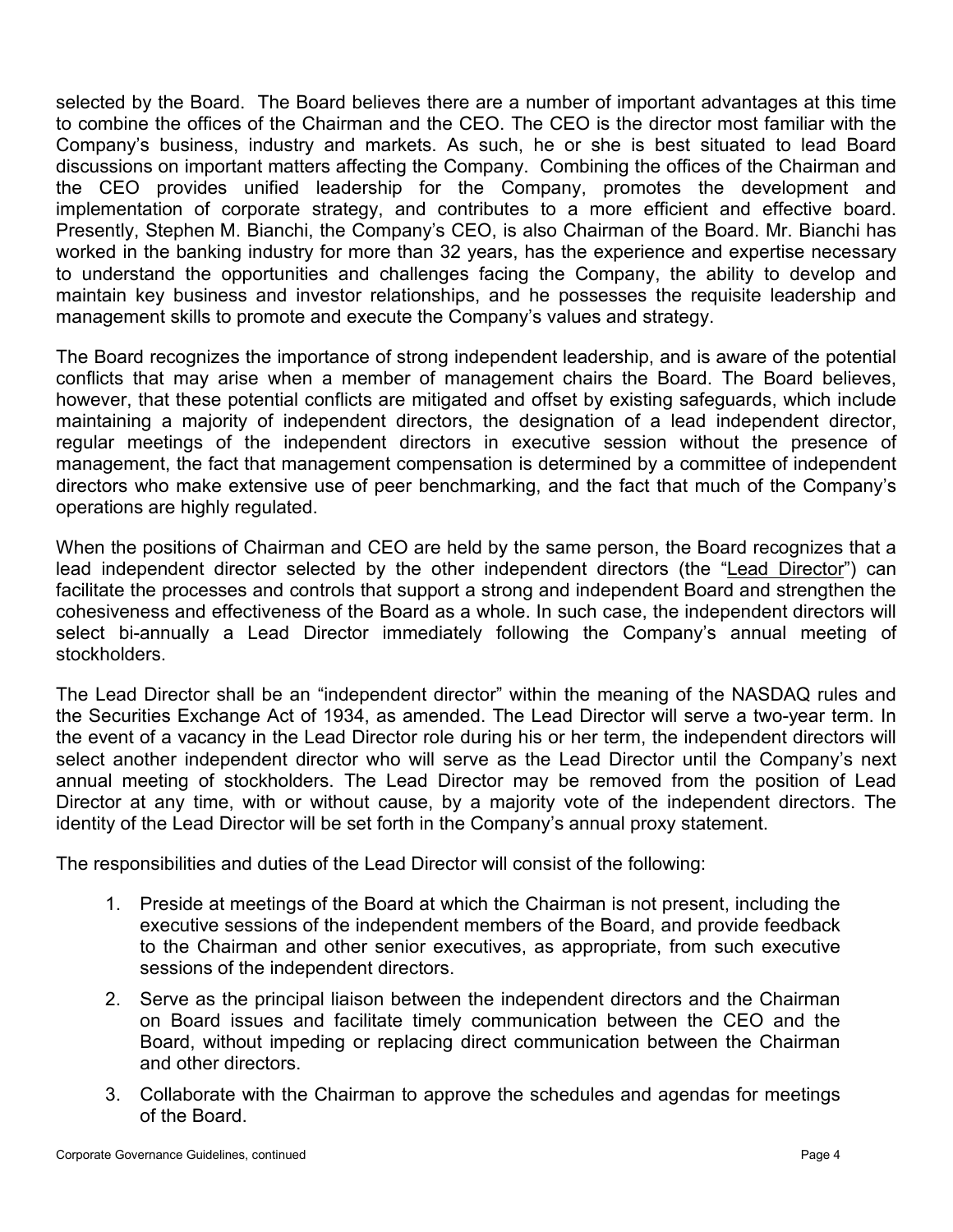selected by the Board. The Board believes there are a number of important advantages at this time to combine the offices of the Chairman and the CEO. The CEO is the director most familiar with the Company's business, industry and markets. As such, he or she is best situated to lead Board discussions on important matters affecting the Company. Combining the offices of the Chairman and the CEO provides unified leadership for the Company, promotes the development and implementation of corporate strategy, and contributes to a more efficient and effective board. Presently, Stephen M. Bianchi, the Company's CEO, is also Chairman of the Board. Mr. Bianchi has worked in the banking industry for more than 32 years, has the experience and expertise necessary to understand the opportunities and challenges facing the Company, the ability to develop and maintain key business and investor relationships, and he possesses the requisite leadership and management skills to promote and execute the Company's values and strategy.

The Board recognizes the importance of strong independent leadership, and is aware of the potential conflicts that may arise when a member of management chairs the Board. The Board believes, however, that these potential conflicts are mitigated and offset by existing safeguards, which include maintaining a majority of independent directors, the designation of a lead independent director, regular meetings of the independent directors in executive session without the presence of management, the fact that management compensation is determined by a committee of independent directors who make extensive use of peer benchmarking, and the fact that much of the Company's operations are highly regulated.

When the positions of Chairman and CEO are held by the same person, the Board recognizes that a lead independent director selected by the other independent directors (the "Lead Director") can facilitate the processes and controls that support a strong and independent Board and strengthen the cohesiveness and effectiveness of the Board as a whole. In such case, the independent directors will select bi-annually a Lead Director immediately following the Company's annual meeting of stockholders.

The Lead Director shall be an "independent director" within the meaning of the NASDAQ rules and the Securities Exchange Act of 1934, as amended. The Lead Director will serve a two-year term. In the event of a vacancy in the Lead Director role during his or her term, the independent directors will select another independent director who will serve as the Lead Director until the Company's next annual meeting of stockholders. The Lead Director may be removed from the position of Lead Director at any time, with or without cause, by a majority vote of the independent directors. The identity of the Lead Director will be set forth in the Company's annual proxy statement.

The responsibilities and duties of the Lead Director will consist of the following:

1. Preside at meetings of the Board at which the Chairman is not present, including the executive sessions of the independent members of the Board, and provide feedback to the Chairman and other senior executives, as appropriate, from such executive sessions of the independent directors.
2. Serve as the principal liaison between the independent directors and the Chairman on Board issues and facilitate timely communication between the CEO and the Board, without impeding or replacing direct communication between the Chairman and other directors.
3. Collaborate with the Chairman to approve the schedules and agendas for meetings of the Board.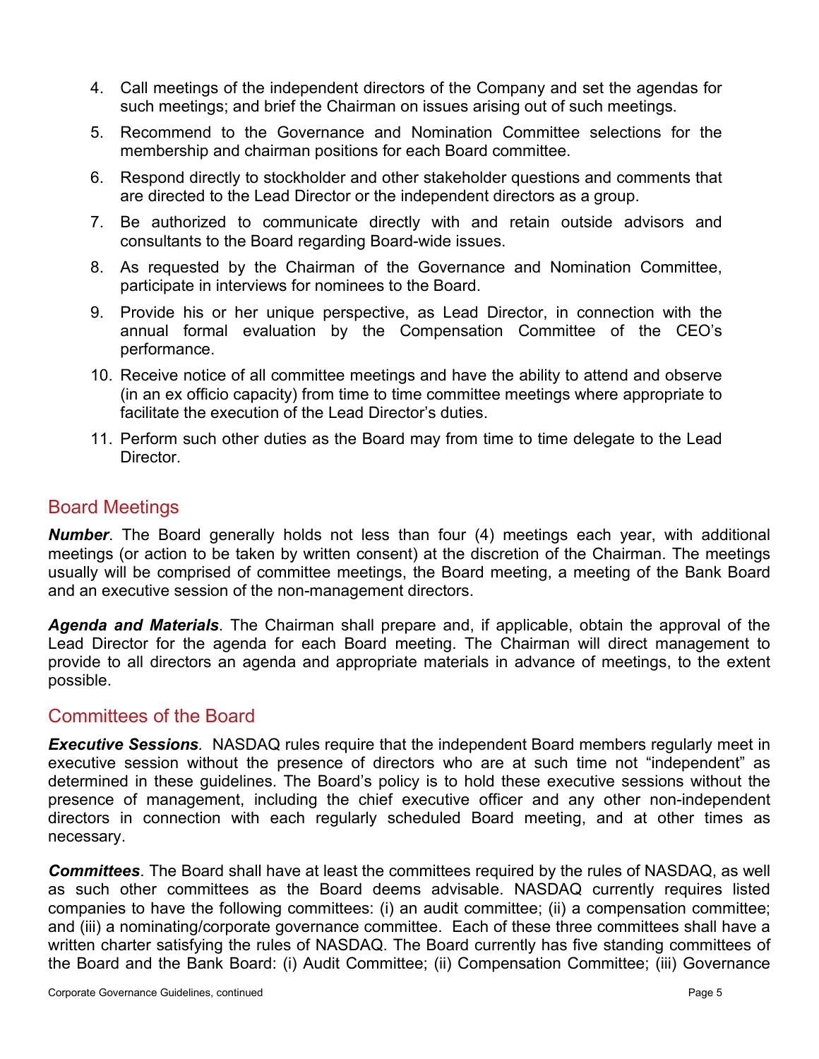4. Call meetings of the independent directors of the Company and set the agendas for such meetings; and brief the Chairman on issues arising out of such meetings.
5. Recommend to the Governance and Nomination Committee selections for the membership and chairman positions for each Board committee.
6. Respond directly to stockholder and other stakeholder questions and comments that are directed to the Lead Director or the independent directors as a group.
7. Be authorized to communicate directly with and retain outside advisors and consultants to the Board regarding Board-wide issues.
8. As requested by the Chairman of the Governance and Nomination Committee, participate in interviews for nominees to the Board.
9. Provide his or her unique perspective, as Lead Director, in connection with the annual formal evaluation by the Compensation Committee of the CEO's performance.
10. Receive notice of all committee meetings and have the ability to attend and observe (in an ex officio capacity) from time to time committee meetings where appropriate to facilitate the execution of the Lead Director's duties.
11. Perform such other duties as the Board may from time to time delegate to the Lead Director.

## Board Meetings

***Number***. The Board generally holds not less than four (4) meetings each year, with additional meetings (or action to be taken by written consent) at the discretion of the Chairman. The meetings usually will be comprised of committee meetings, the Board meeting, a meeting of the Bank Board and an executive session of the non-management directors.

***Agenda and Materials***. The Chairman shall prepare and, if applicable, obtain the approval of the Lead Director for the agenda for each Board meeting. The Chairman will direct management to provide to all directors an agenda and appropriate materials in advance of meetings, to the extent possible.

## Committees of the Board

***Executive Sessions****.* NASDAQ rules require that the independent Board members regularly meet in executive session without the presence of directors who are at such time not "independent" as determined in these guidelines. The Board's policy is to hold these executive sessions without the presence of management, including the chief executive officer and any other non-independent directors in connection with each regularly scheduled Board meeting, and at other times as necessary.

***Committees***. The Board shall have at least the committees required by the rules of NASDAQ, as well as such other committees as the Board deems advisable. NASDAQ currently requires listed companies to have the following committees: (i) an audit committee; (ii) a compensation committee; and (iii) a nominating/corporate governance committee. Each of these three committees shall have a written charter satisfying the rules of NASDAQ. The Board currently has five standing committees of the Board and the Bank Board: (i) Audit Committee; (ii) Compensation Committee; (iii) Governance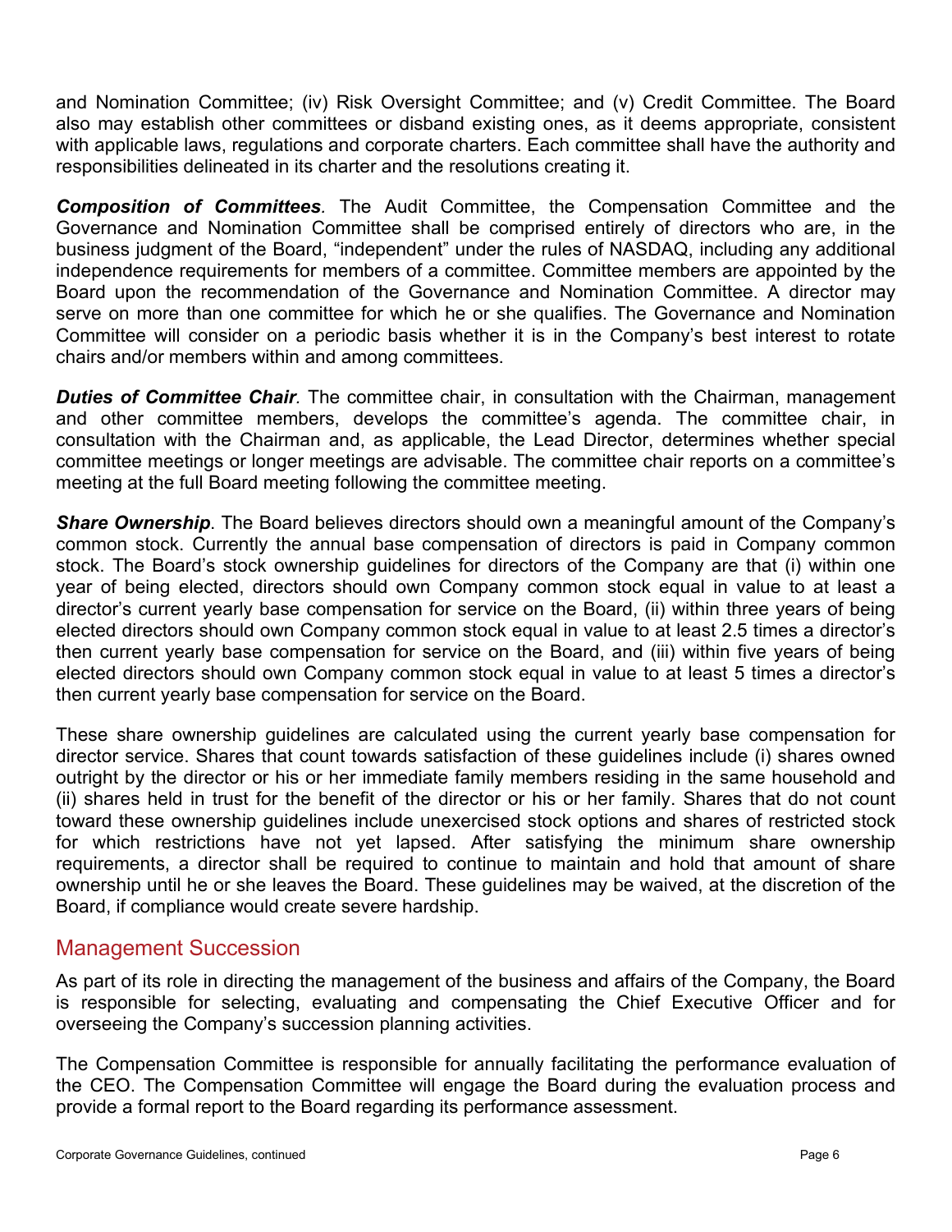and Nomination Committee; (iv) Risk Oversight Committee; and (v) Credit Committee. The Board also may establish other committees or disband existing ones, as it deems appropriate, consistent with applicable laws, regulations and corporate charters. Each committee shall have the authority and responsibilities delineated in its charter and the resolutions creating it.

***Composition of Committees***. The Audit Committee, the Compensation Committee and the Governance and Nomination Committee shall be comprised entirely of directors who are, in the business judgment of the Board, "independent" under the rules of NASDAQ, including any additional independence requirements for members of a committee. Committee members are appointed by the Board upon the recommendation of the Governance and Nomination Committee. A director may serve on more than one committee for which he or she qualifies. The Governance and Nomination Committee will consider on a periodic basis whether it is in the Company's best interest to rotate chairs and/or members within and among committees.

***Duties of Committee Chair***. The committee chair, in consultation with the Chairman, management and other committee members, develops the committee's agenda. The committee chair, in consultation with the Chairman and, as applicable, the Lead Director, determines whether special committee meetings or longer meetings are advisable. The committee chair reports on a committee's meeting at the full Board meeting following the committee meeting.

***Share Ownership***. The Board believes directors should own a meaningful amount of the Company's common stock. Currently the annual base compensation of directors is paid in Company common stock. The Board's stock ownership guidelines for directors of the Company are that (i) within one year of being elected, directors should own Company common stock equal in value to at least a director's current yearly base compensation for service on the Board, (ii) within three years of being elected directors should own Company common stock equal in value to at least 2.5 times a director's then current yearly base compensation for service on the Board, and (iii) within five years of being elected directors should own Company common stock equal in value to at least 5 times a director's then current yearly base compensation for service on the Board.

These share ownership guidelines are calculated using the current yearly base compensation for director service. Shares that count towards satisfaction of these guidelines include (i) shares owned outright by the director or his or her immediate family members residing in the same household and (ii) shares held in trust for the benefit of the director or his or her family. Shares that do not count toward these ownership guidelines include unexercised stock options and shares of restricted stock for which restrictions have not yet lapsed. After satisfying the minimum share ownership requirements, a director shall be required to continue to maintain and hold that amount of share ownership until he or she leaves the Board. These guidelines may be waived, at the discretion of the Board, if compliance would create severe hardship.

## Management Succession

As part of its role in directing the management of the business and affairs of the Company, the Board is responsible for selecting, evaluating and compensating the Chief Executive Officer and for overseeing the Company's succession planning activities.

The Compensation Committee is responsible for annually facilitating the performance evaluation of the CEO. The Compensation Committee will engage the Board during the evaluation process and provide a formal report to the Board regarding its performance assessment.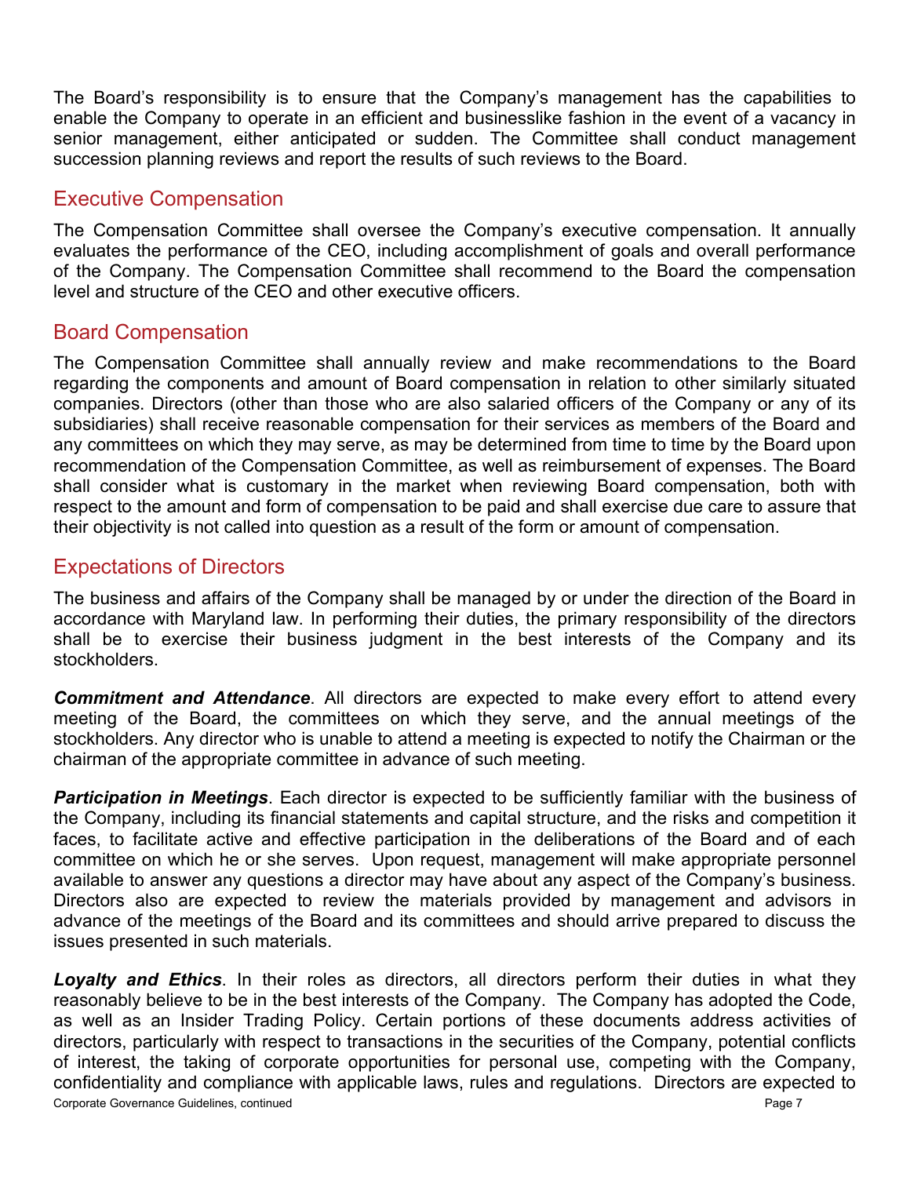The Board's responsibility is to ensure that the Company's management has the capabilities to enable the Company to operate in an efficient and businesslike fashion in the event of a vacancy in senior management, either anticipated or sudden. The Committee shall conduct management succession planning reviews and report the results of such reviews to the Board.

## Executive Compensation

The Compensation Committee shall oversee the Company's executive compensation. It annually evaluates the performance of the CEO, including accomplishment of goals and overall performance of the Company. The Compensation Committee shall recommend to the Board the compensation level and structure of the CEO and other executive officers.

## Board Compensation

The Compensation Committee shall annually review and make recommendations to the Board regarding the components and amount of Board compensation in relation to other similarly situated companies. Directors (other than those who are also salaried officers of the Company or any of its subsidiaries) shall receive reasonable compensation for their services as members of the Board and any committees on which they may serve, as may be determined from time to time by the Board upon recommendation of the Compensation Committee, as well as reimbursement of expenses. The Board shall consider what is customary in the market when reviewing Board compensation, both with respect to the amount and form of compensation to be paid and shall exercise due care to assure that their objectivity is not called into question as a result of the form or amount of compensation.

## Expectations of Directors

The business and affairs of the Company shall be managed by or under the direction of the Board in accordance with Maryland law. In performing their duties, the primary responsibility of the directors shall be to exercise their business judgment in the best interests of the Company and its stockholders.

***Commitment and Attendance***. All directors are expected to make every effort to attend every meeting of the Board, the committees on which they serve, and the annual meetings of the stockholders. Any director who is unable to attend a meeting is expected to notify the Chairman or the chairman of the appropriate committee in advance of such meeting.

***Participation in Meetings***. Each director is expected to be sufficiently familiar with the business of the Company, including its financial statements and capital structure, and the risks and competition it faces, to facilitate active and effective participation in the deliberations of the Board and of each committee on which he or she serves. Upon request, management will make appropriate personnel available to answer any questions a director may have about any aspect of the Company's business. Directors also are expected to review the materials provided by management and advisors in advance of the meetings of the Board and its committees and should arrive prepared to discuss the issues presented in such materials.

***Loyalty and Ethics***. In their roles as directors, all directors perform their duties in what they reasonably believe to be in the best interests of the Company. The Company has adopted the Code, as well as an Insider Trading Policy. Certain portions of these documents address activities of directors, particularly with respect to transactions in the securities of the Company, potential conflicts of interest, the taking of corporate opportunities for personal use, competing with the Company, confidentiality and compliance with applicable laws, rules and regulations. Directors are expected to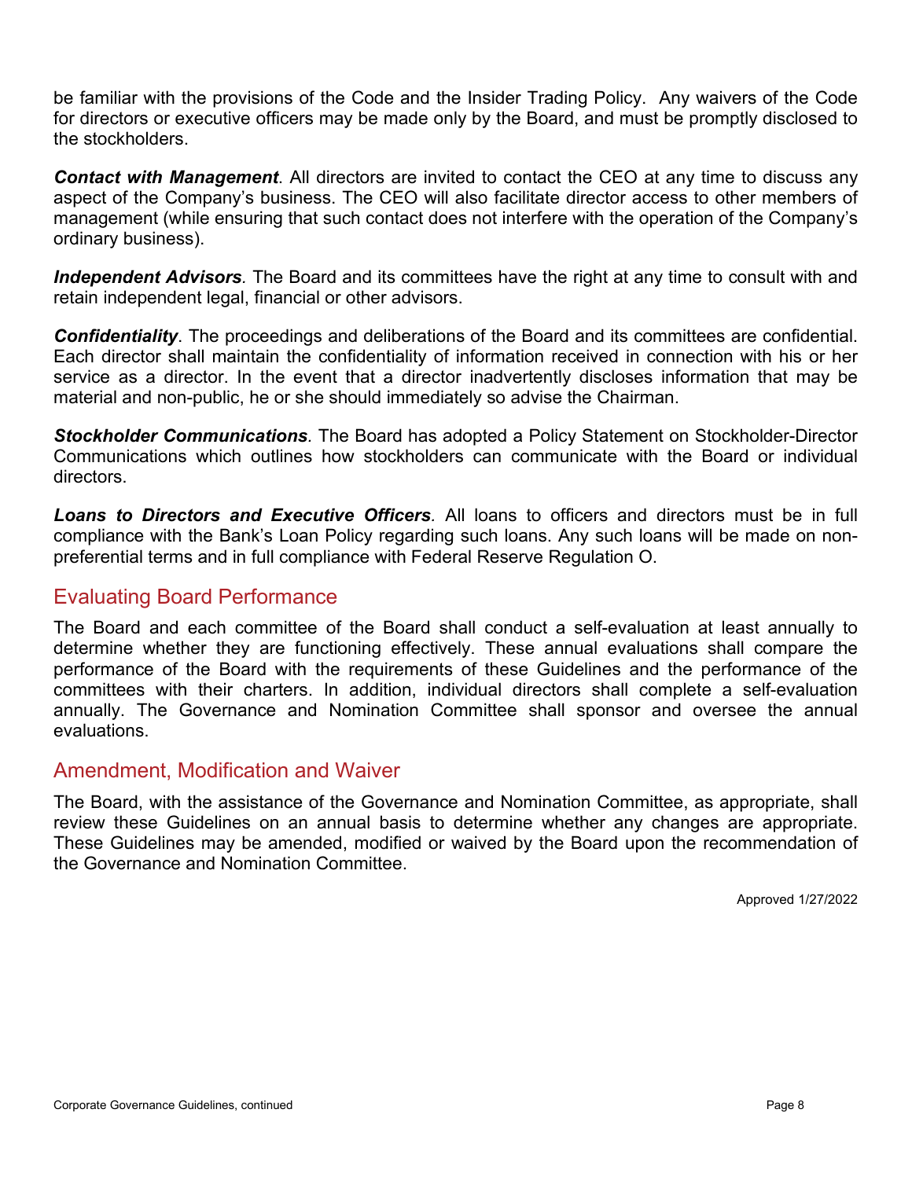be familiar with the provisions of the Code and the Insider Trading Policy. Any waivers of the Code for directors or executive officers may be made only by the Board, and must be promptly disclosed to the stockholders.

***Contact with Management***. All directors are invited to contact the CEO at any time to discuss any aspect of the Company's business. The CEO will also facilitate director access to other members of management (while ensuring that such contact does not interfere with the operation of the Company's ordinary business).

***Independent Advisors.*** The Board and its committees have the right at any time to consult with and retain independent legal, financial or other advisors.

***Confidentiality***. The proceedings and deliberations of the Board and its committees are confidential. Each director shall maintain the confidentiality of information received in connection with his or her service as a director. In the event that a director inadvertently discloses information that may be material and non-public, he or she should immediately so advise the Chairman.

***Stockholder Communications.*** The Board has adopted a Policy Statement on Stockholder-Director Communications which outlines how stockholders can communicate with the Board or individual directors.

***Loans to Directors and Executive Officers.*** All loans to officers and directors must be in full compliance with the Bank's Loan Policy regarding such loans. Any such loans will be made on non-preferential terms and in full compliance with Federal Reserve Regulation O.

## Evaluating Board Performance

The Board and each committee of the Board shall conduct a self-evaluation at least annually to determine whether they are functioning effectively. These annual evaluations shall compare the performance of the Board with the requirements of these Guidelines and the performance of the committees with their charters. In addition, individual directors shall complete a self-evaluation annually. The Governance and Nomination Committee shall sponsor and oversee the annual evaluations.

## Amendment, Modification and Waiver

The Board, with the assistance of the Governance and Nomination Committee, as appropriate, shall review these Guidelines on an annual basis to determine whether any changes are appropriate. These Guidelines may be amended, modified or waived by the Board upon the recommendation of the Governance and Nomination Committee.

Approved 1/27/2022